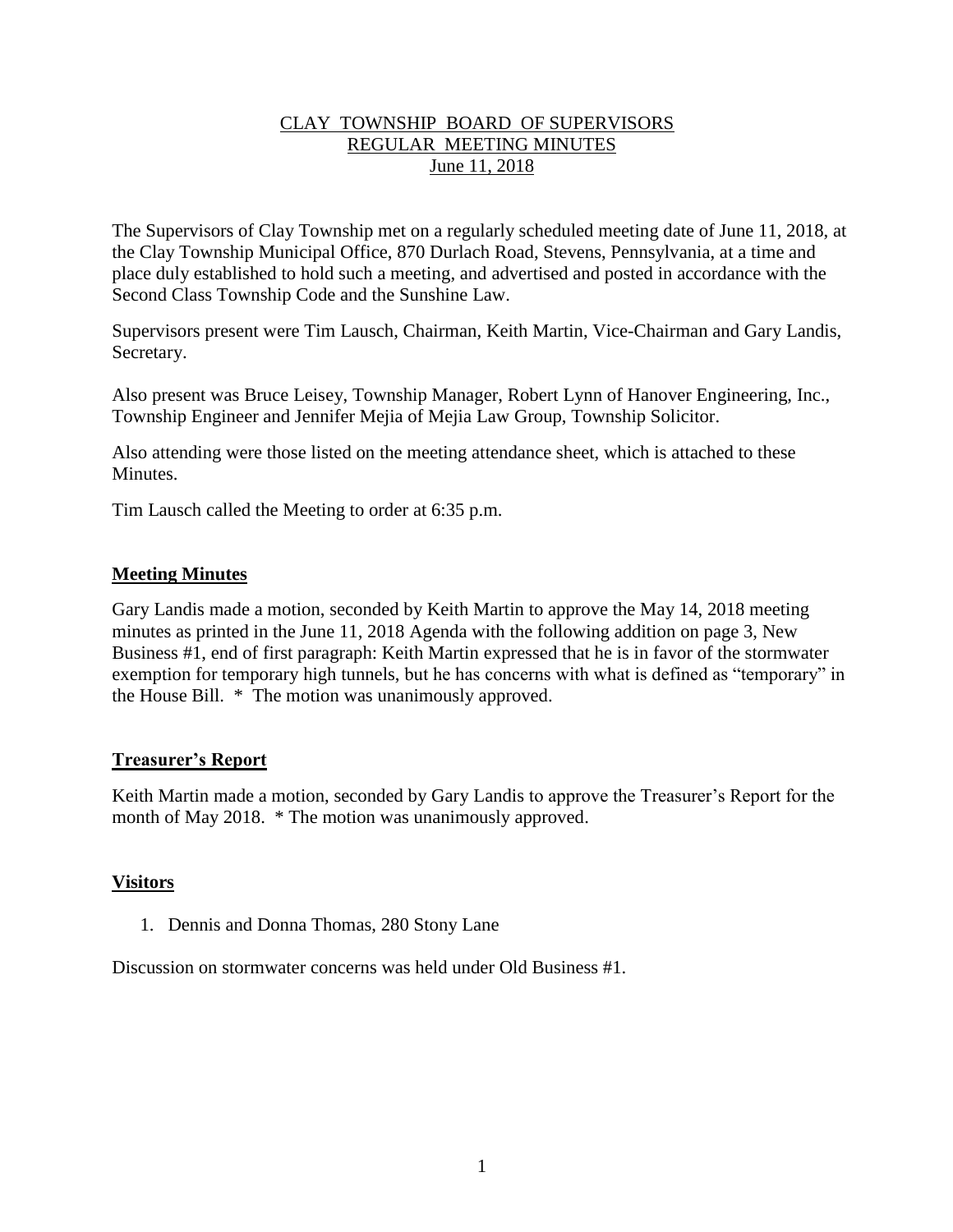# CLAY TOWNSHIP BOARD OF SUPERVISORS
## REGULAR MEETING MINUTES
### June 11, 2018

The Supervisors of Clay Township met on a regularly scheduled meeting date of June 11, 2018, at the Clay Township Municipal Office, 870 Durlach Road, Stevens, Pennsylvania, at a time and place duly established to hold such a meeting, and advertised and posted in accordance with the Second Class Township Code and the Sunshine Law.

Supervisors present were Tim Lausch, Chairman, Keith Martin, Vice-Chairman and Gary Landis, Secretary.

Also present was Bruce Leisey, Township Manager, Robert Lynn of Hanover Engineering, Inc., Township Engineer and Jennifer Mejia of Mejia Law Group, Township Solicitor.

Also attending were those listed on the meeting attendance sheet, which is attached to these Minutes.

Tim Lausch called the Meeting to order at 6:35 p.m.

## Meeting Minutes

Gary Landis made a motion, seconded by Keith Martin to approve the May 14, 2018 meeting minutes as printed in the June 11, 2018 Agenda with the following addition on page 3, New Business #1, end of first paragraph: Keith Martin expressed that he is in favor of the stormwater exemption for temporary high tunnels, but he has concerns with what is defined as "temporary" in the House Bill. * The motion was unanimously approved.

## Treasurer's Report

Keith Martin made a motion, seconded by Gary Landis to approve the Treasurer's Report for the month of May 2018. * The motion was unanimously approved.

## Visitors

1. Dennis and Donna Thomas, 280 Stony Lane

Discussion on stormwater concerns was held under Old Business #1.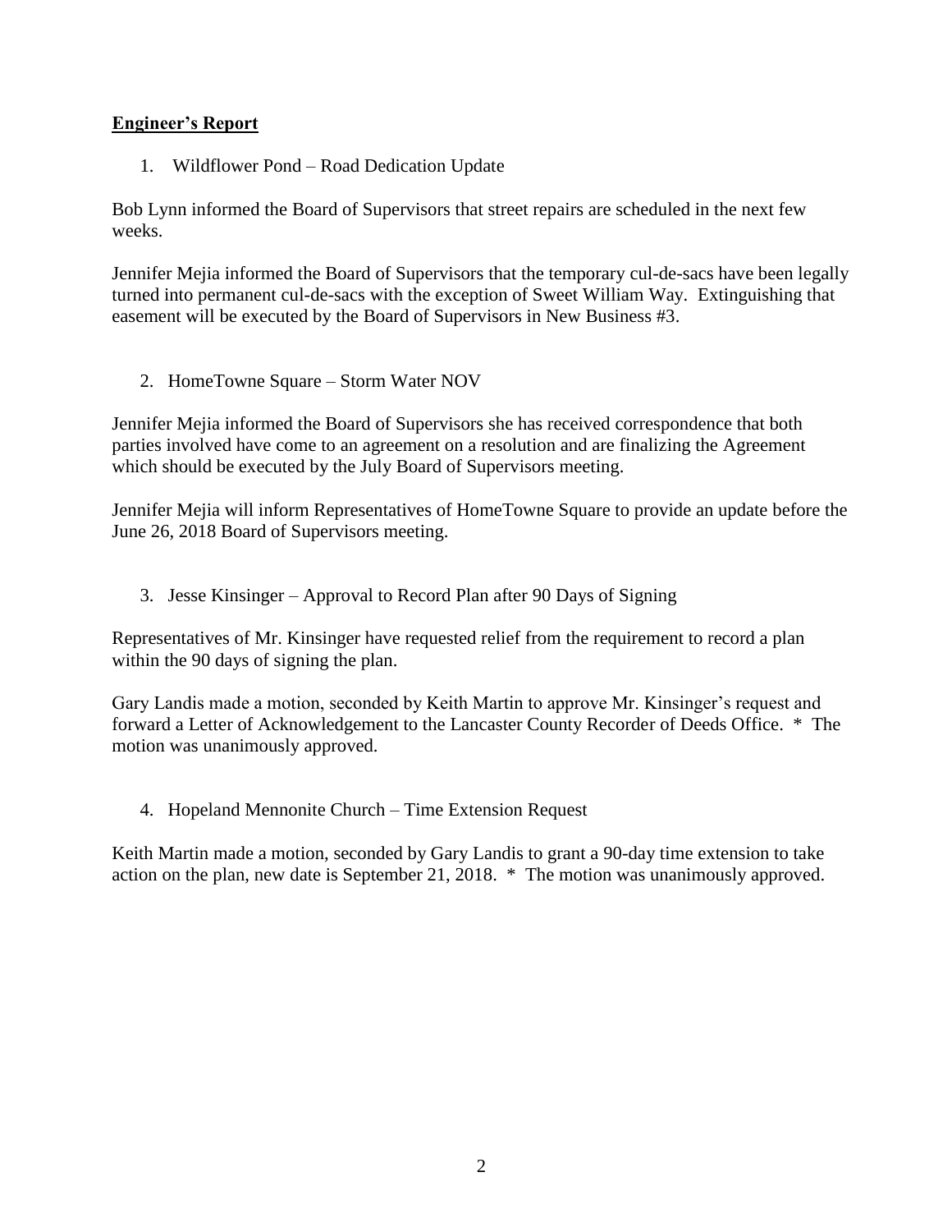## **Engineer's Report**

1. Wildflower Pond – Road Dedication Update

Bob Lynn informed the Board of Supervisors that street repairs are scheduled in the next few weeks.

Jennifer Mejia informed the Board of Supervisors that the temporary cul-de-sacs have been legally turned into permanent cul-de-sacs with the exception of Sweet William Way. Extinguishing that easement will be executed by the Board of Supervisors in New Business #3.

2. HomeTowne Square – Storm Water NOV

Jennifer Mejia informed the Board of Supervisors she has received correspondence that both parties involved have come to an agreement on a resolution and are finalizing the Agreement which should be executed by the July Board of Supervisors meeting.

Jennifer Mejia will inform Representatives of HomeTowne Square to provide an update before the June 26, 2018 Board of Supervisors meeting.

3. Jesse Kinsinger – Approval to Record Plan after 90 Days of Signing

Representatives of Mr. Kinsinger have requested relief from the requirement to record a plan within the 90 days of signing the plan.

Gary Landis made a motion, seconded by Keith Martin to approve Mr. Kinsinger's request and forward a Letter of Acknowledgement to the Lancaster County Recorder of Deeds Office. * The motion was unanimously approved.

4. Hopeland Mennonite Church – Time Extension Request

Keith Martin made a motion, seconded by Gary Landis to grant a 90-day time extension to take action on the plan, new date is September 21, 2018. * The motion was unanimously approved.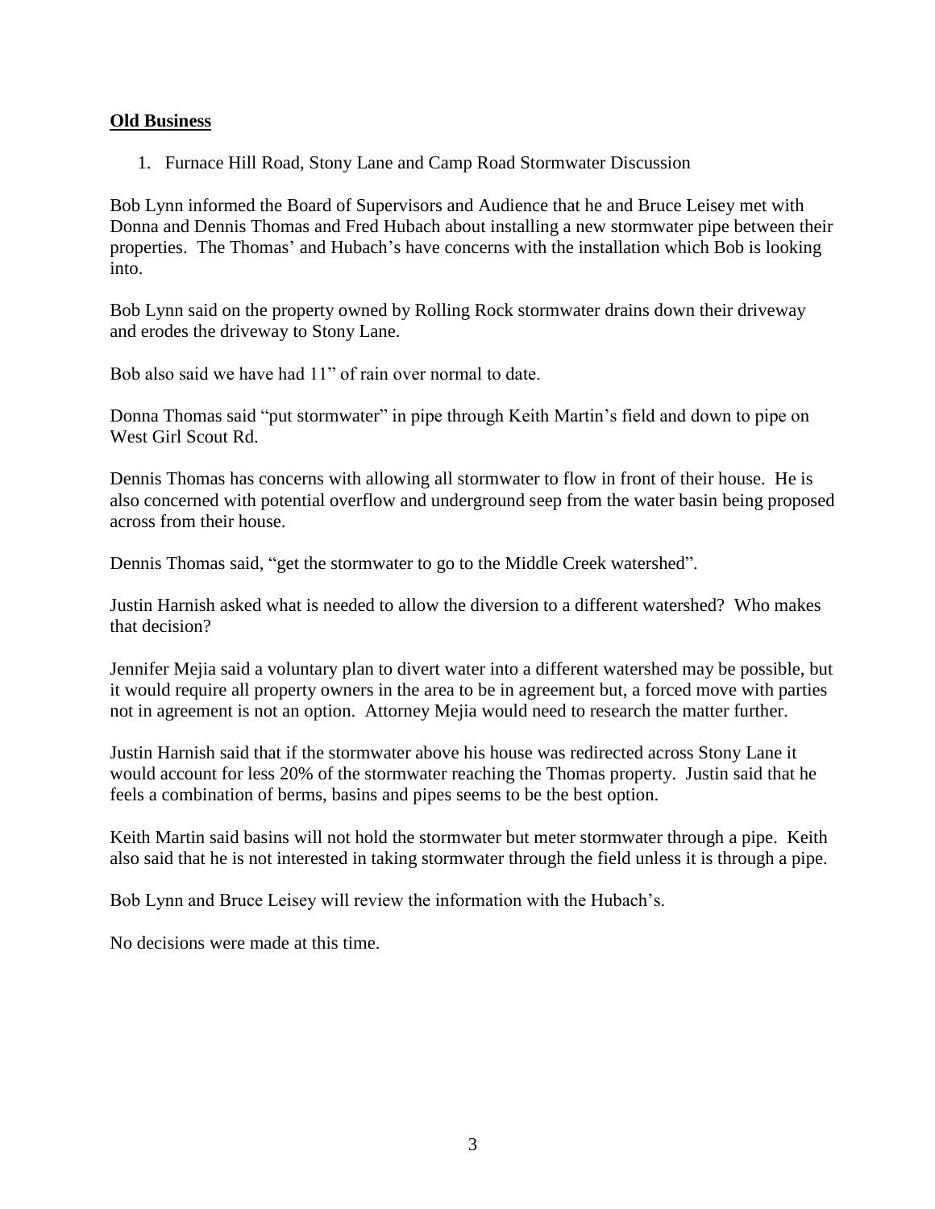## **Old Business**

1. Furnace Hill Road, Stony Lane and Camp Road Stormwater Discussion

Bob Lynn informed the Board of Supervisors and Audience that he and Bruce Leisey met with Donna and Dennis Thomas and Fred Hubach about installing a new stormwater pipe between their properties. The Thomas' and Hubach's have concerns with the installation which Bob is looking into.

Bob Lynn said on the property owned by Rolling Rock stormwater drains down their driveway and erodes the driveway to Stony Lane.

Bob also said we have had 11" of rain over normal to date.

Donna Thomas said "put stormwater" in pipe through Keith Martin's field and down to pipe on West Girl Scout Rd.

Dennis Thomas has concerns with allowing all stormwater to flow in front of their house. He is also concerned with potential overflow and underground seep from the water basin being proposed across from their house.

Dennis Thomas said, "get the stormwater to go to the Middle Creek watershed".

Justin Harnish asked what is needed to allow the diversion to a different watershed? Who makes that decision?

Jennifer Mejia said a voluntary plan to divert water into a different watershed may be possible, but it would require all property owners in the area to be in agreement but, a forced move with parties not in agreement is not an option. Attorney Mejia would need to research the matter further.

Justin Harnish said that if the stormwater above his house was redirected across Stony Lane it would account for less 20% of the stormwater reaching the Thomas property. Justin said that he feels a combination of berms, basins and pipes seems to be the best option.

Keith Martin said basins will not hold the stormwater but meter stormwater through a pipe. Keith also said that he is not interested in taking stormwater through the field unless it is through a pipe.

Bob Lynn and Bruce Leisey will review the information with the Hubach's.

No decisions were made at this time.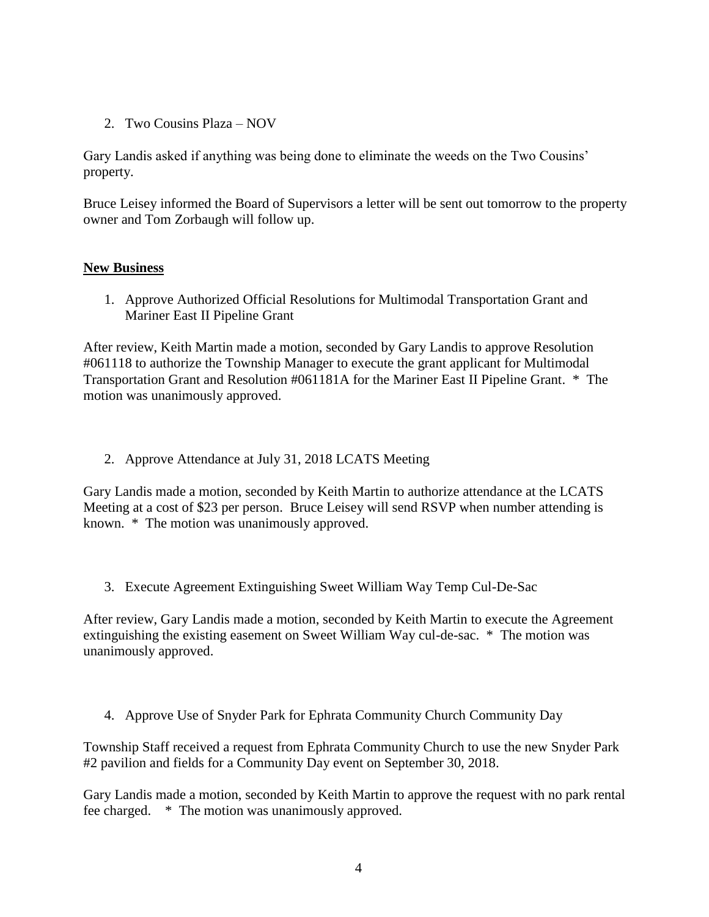2. Two Cousins Plaza – NOV

Gary Landis asked if anything was being done to eliminate the weeds on the Two Cousins' property.

Bruce Leisey informed the Board of Supervisors a letter will be sent out tomorrow to the property owner and Tom Zorbaugh will follow up.

**New Business**

1. Approve Authorized Official Resolutions for Multimodal Transportation Grant and Mariner East II Pipeline Grant

After review, Keith Martin made a motion, seconded by Gary Landis to approve Resolution #061118 to authorize the Township Manager to execute the grant applicant for Multimodal Transportation Grant and Resolution #061181A for the Mariner East II Pipeline Grant. * The motion was unanimously approved.

2. Approve Attendance at July 31, 2018 LCATS Meeting

Gary Landis made a motion, seconded by Keith Martin to authorize attendance at the LCATS Meeting at a cost of $23 per person. Bruce Leisey will send RSVP when number attending is known. * The motion was unanimously approved.

3. Execute Agreement Extinguishing Sweet William Way Temp Cul-De-Sac

After review, Gary Landis made a motion, seconded by Keith Martin to execute the Agreement extinguishing the existing easement on Sweet William Way cul-de-sac. * The motion was unanimously approved.

4. Approve Use of Snyder Park for Ephrata Community Church Community Day

Township Staff received a request from Ephrata Community Church to use the new Snyder Park #2 pavilion and fields for a Community Day event on September 30, 2018.

Gary Landis made a motion, seconded by Keith Martin to approve the request with no park rental fee charged. * The motion was unanimously approved.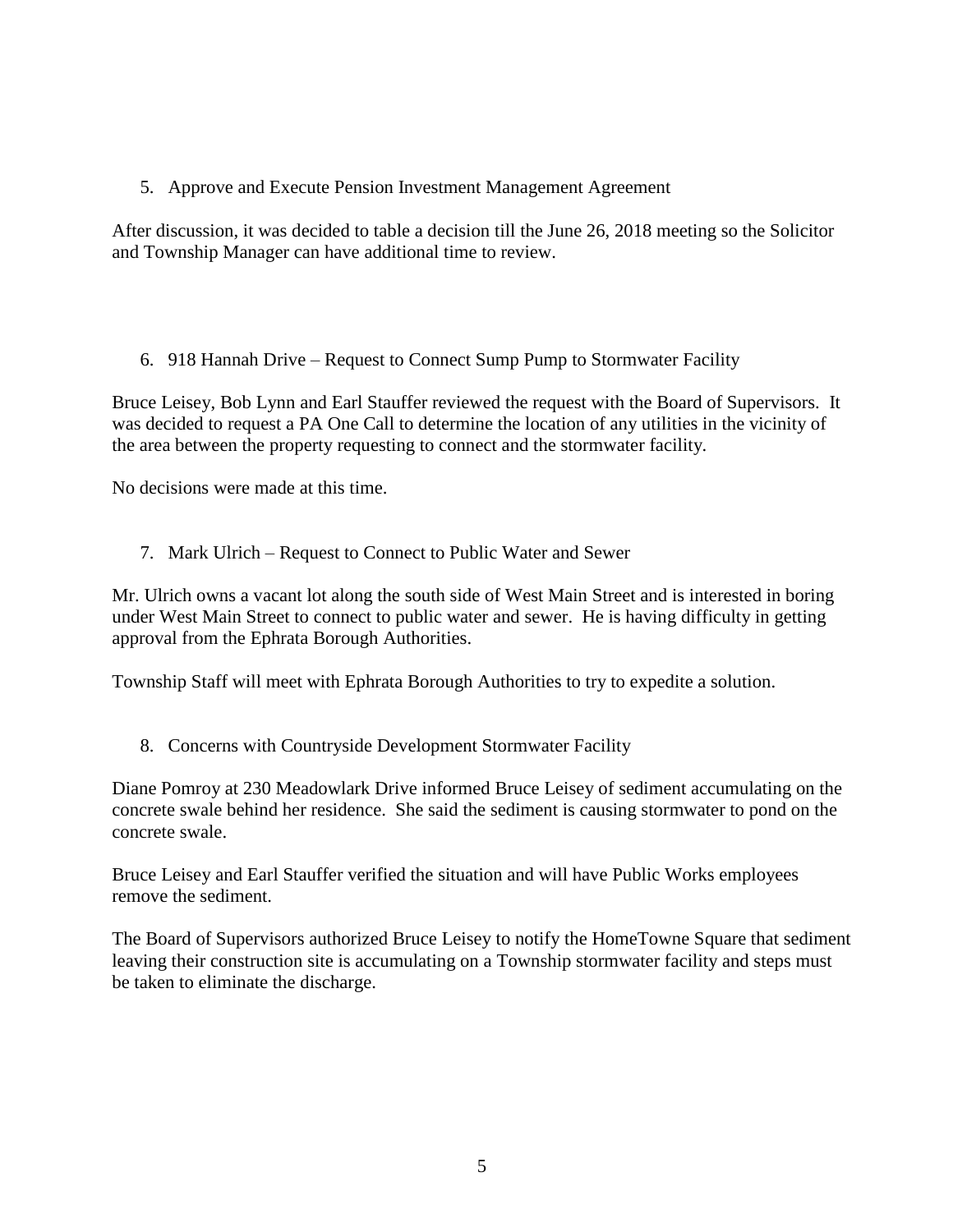5. Approve and Execute Pension Investment Management Agreement

After discussion, it was decided to table a decision till the June 26, 2018 meeting so the Solicitor and Township Manager can have additional time to review.

6. 918 Hannah Drive – Request to Connect Sump Pump to Stormwater Facility

Bruce Leisey, Bob Lynn and Earl Stauffer reviewed the request with the Board of Supervisors. It was decided to request a PA One Call to determine the location of any utilities in the vicinity of the area between the property requesting to connect and the stormwater facility.

No decisions were made at this time.

7. Mark Ulrich – Request to Connect to Public Water and Sewer

Mr. Ulrich owns a vacant lot along the south side of West Main Street and is interested in boring under West Main Street to connect to public water and sewer. He is having difficulty in getting approval from the Ephrata Borough Authorities.

Township Staff will meet with Ephrata Borough Authorities to try to expedite a solution.

8. Concerns with Countryside Development Stormwater Facility

Diane Pomroy at 230 Meadowlark Drive informed Bruce Leisey of sediment accumulating on the concrete swale behind her residence. She said the sediment is causing stormwater to pond on the concrete swale.

Bruce Leisey and Earl Stauffer verified the situation and will have Public Works employees remove the sediment.

The Board of Supervisors authorized Bruce Leisey to notify the HomeTowne Square that sediment leaving their construction site is accumulating on a Township stormwater facility and steps must be taken to eliminate the discharge.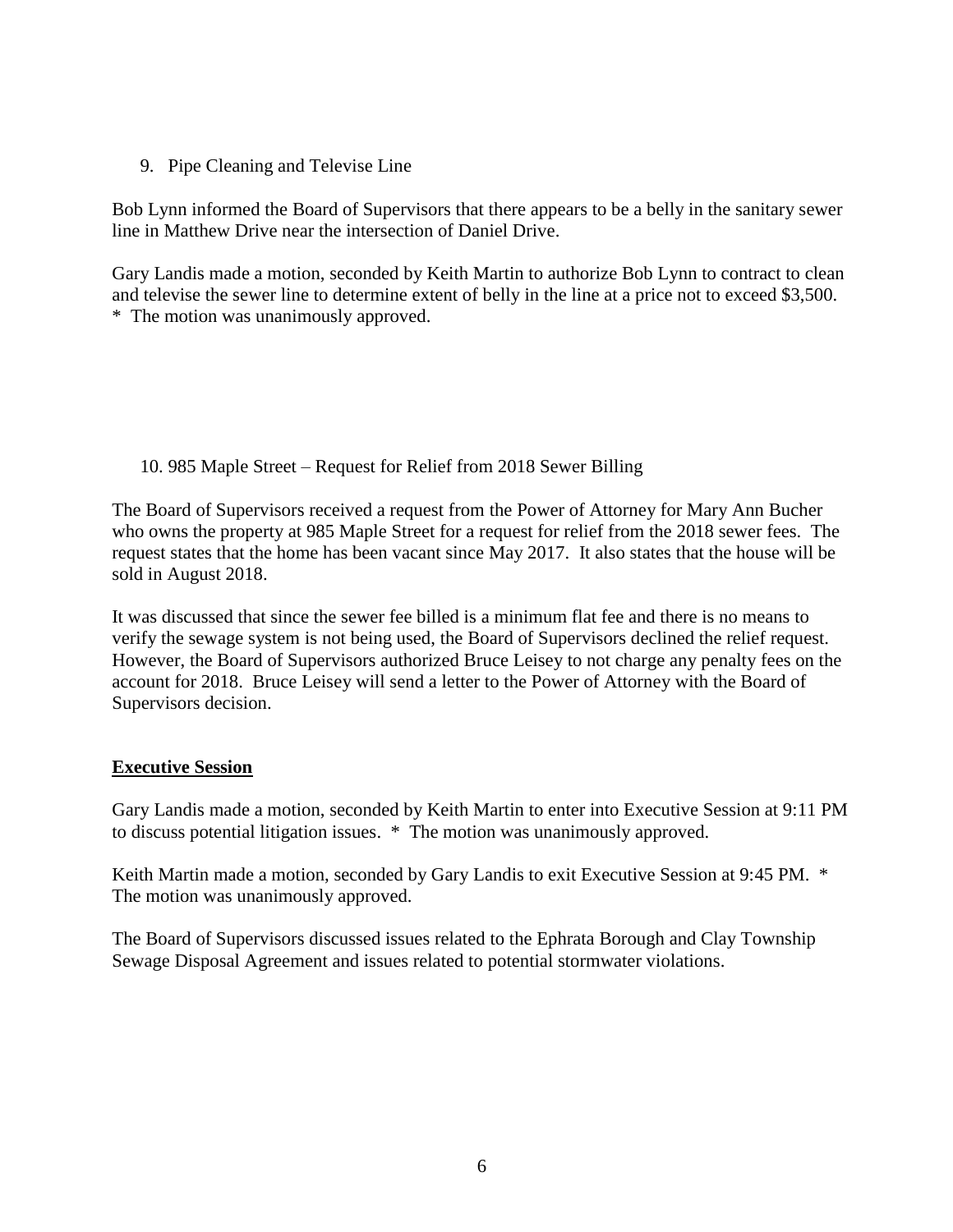9. Pipe Cleaning and Televise Line

Bob Lynn informed the Board of Supervisors that there appears to be a belly in the sanitary sewer line in Matthew Drive near the intersection of Daniel Drive.

Gary Landis made a motion, seconded by Keith Martin to authorize Bob Lynn to contract to clean and televise the sewer line to determine extent of belly in the line at a price not to exceed $3,500. * The motion was unanimously approved.

10. 985 Maple Street – Request for Relief from 2018 Sewer Billing

The Board of Supervisors received a request from the Power of Attorney for Mary Ann Bucher who owns the property at 985 Maple Street for a request for relief from the 2018 sewer fees. The request states that the home has been vacant since May 2017. It also states that the house will be sold in August 2018.

It was discussed that since the sewer fee billed is a minimum flat fee and there is no means to verify the sewage system is not being used, the Board of Supervisors declined the relief request. However, the Board of Supervisors authorized Bruce Leisey to not charge any penalty fees on the account for 2018. Bruce Leisey will send a letter to the Power of Attorney with the Board of Supervisors decision.

**Executive Session**

Gary Landis made a motion, seconded by Keith Martin to enter into Executive Session at 9:11 PM to discuss potential litigation issues. * The motion was unanimously approved.

Keith Martin made a motion, seconded by Gary Landis to exit Executive Session at 9:45 PM. * The motion was unanimously approved.

The Board of Supervisors discussed issues related to the Ephrata Borough and Clay Township Sewage Disposal Agreement and issues related to potential stormwater violations.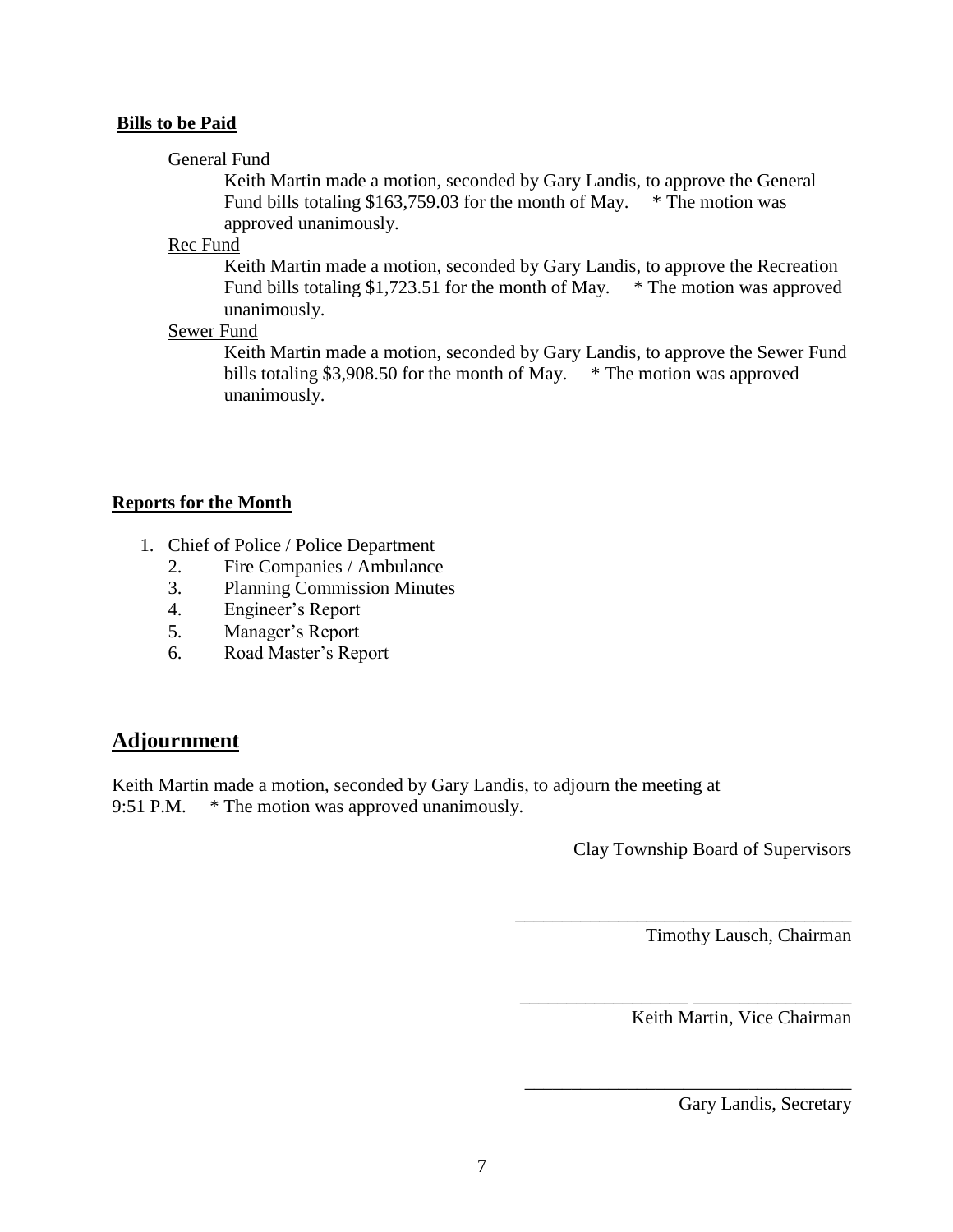**Bills to be Paid**

General Fund

Keith Martin made a motion, seconded by Gary Landis, to approve the General Fund bills totaling $163,759.03 for the month of May. * The motion was approved unanimously.

Rec Fund

Keith Martin made a motion, seconded by Gary Landis, to approve the Recreation Fund bills totaling $1,723.51 for the month of May. * The motion was approved unanimously.

Sewer Fund

Keith Martin made a motion, seconded by Gary Landis, to approve the Sewer Fund bills totaling $3,908.50 for the month of May. * The motion was approved unanimously.

**Reports for the Month**

1. Chief of Police / Police Department
2. Fire Companies / Ambulance
3. Planning Commission Minutes
4. Engineer's Report
5. Manager's Report
6. Road Master's Report

## Adjournment

Keith Martin made a motion, seconded by Gary Landis, to adjourn the meeting at 9:51 P.M. * The motion was approved unanimously.

Clay Township Board of Supervisors

____________________________________
Timothy Lausch, Chairman

____________________________________
Keith Martin, Vice Chairman

____________________________________
Gary Landis, Secretary